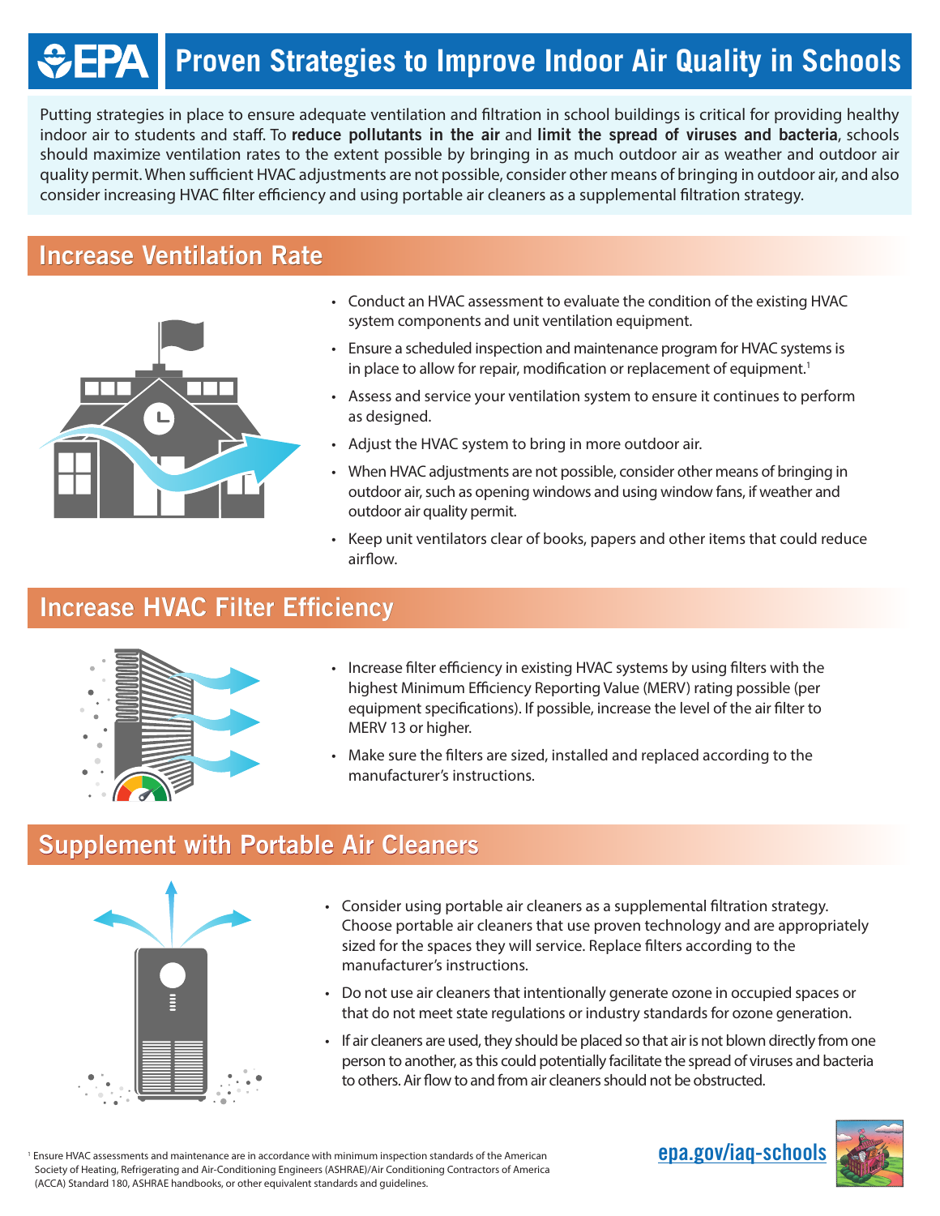# Proven Strategies to Improve Indoor Air Quality in Schools

Putting strategies in place to ensure adequate ventilation and filtration in school buildings is critical for providing healthy indoor air to students and staff. To **reduce pollutants in the air** and **limit the spread of viruses and bacteria**, schools should maximize ventilation rates to the extent possible by bringing in as much outdoor air as weather and outdoor air quality permit. When sufficient HVAC adjustments are not possible, consider other means of bringing in outdoor air, and also consider increasing HVAC filter efficiency and using portable air cleaners as a supplemental filtration strategy.

## Increase Ventilation Rate

- Conduct an HVAC assessment to evaluate the condition of the existing HVAC system components and unit ventilation equipment.
- Ensure a scheduled inspection and maintenance program for HVAC systems is in place to allow for repair, modification or replacement of equipment.[1]
- Assess and service your ventilation system to ensure it continues to perform as designed.
- Adjust the HVAC system to bring in more outdoor air.
- When HVAC adjustments are not possible, consider other means of bringing in outdoor air, such as opening windows and using window fans, if weather and outdoor air quality permit.
- Keep unit ventilators clear of books, papers and other items that could reduce airflow.

## Increase HVAC Filter Efficiency

- Increase filter efficiency in existing HVAC systems by using filters with the highest Minimum Efficiency Reporting Value (MERV) rating possible (per equipment specifications). If possible, increase the level of the air filter to MERV 13 or higher.
- Make sure the filters are sized, installed and replaced according to the manufacturer's instructions.

## Supplement with Portable Air Cleaners

- Consider using portable air cleaners as a supplemental filtration strategy. Choose portable air cleaners that use proven technology and are appropriately sized for the spaces they will service. Replace filters according to the manufacturer's instructions.
- Do not use air cleaners that intentionally generate ozone in occupied spaces or that do not meet state regulations or industry standards for ozone generation.
- If air cleaners are used, they should be placed so that air is not blown directly from one person to another, as this could potentially facilitate the spread of viruses and bacteria to others. Air flow to and from air cleaners should not be obstructed.

[1] Ensure HVAC assessments and maintenance are in accordance with minimum inspection standards of the American Society of Heating, Refrigerating and Air-Conditioning Engineers (ASHRAE)/Air Conditioning Contractors of America (ACCA) Standard 180, ASHRAE handbooks, or other equivalent standards and guidelines.

epa.gov/iaq-schools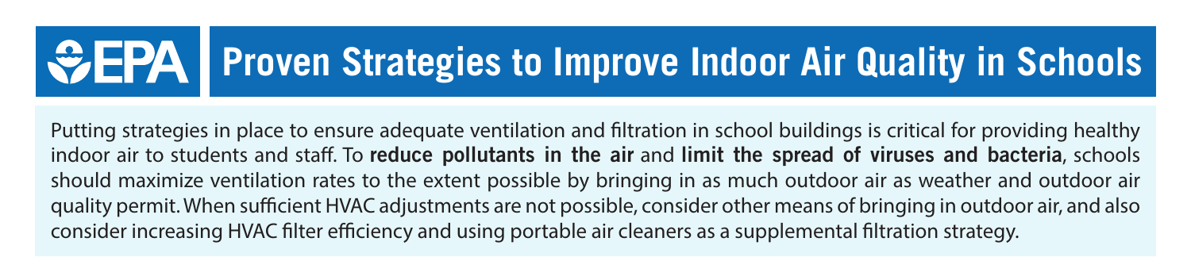# EPA Proven Strategies to Improve Indoor Air Quality in Schools

Putting strategies in place to ensure adequate ventilation and filtration in school buildings is critical for providing healthy indoor air to students and staff. To **reduce pollutants in the air** and **limit the spread of viruses and bacteria**, schools should maximize ventilation rates to the extent possible by bringing in as much outdoor air as weather and outdoor air quality permit. When sufficient HVAC adjustments are not possible, consider other means of bringing in outdoor air, and also consider increasing HVAC filter efficiency and using portable air cleaners as a supplemental filtration strategy.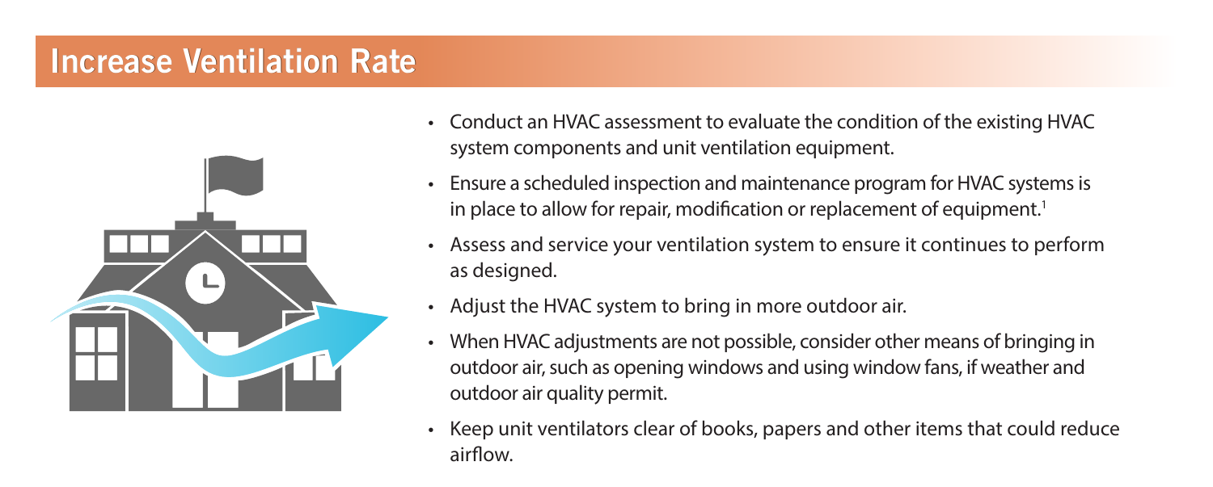## Increase Ventilation Rate

- Conduct an HVAC assessment to evaluate the condition of the existing HVAC system components and unit ventilation equipment.
- Ensure a scheduled inspection and maintenance program for HVAC systems is in place to allow for repair, modification or replacement of equipment.[1]
- Assess and service your ventilation system to ensure it continues to perform as designed.
- Adjust the HVAC system to bring in more outdoor air.
- When HVAC adjustments are not possible, consider other means of bringing in outdoor air, such as opening windows and using window fans, if weather and outdoor air quality permit.
- Keep unit ventilators clear of books, papers and other items that could reduce airflow.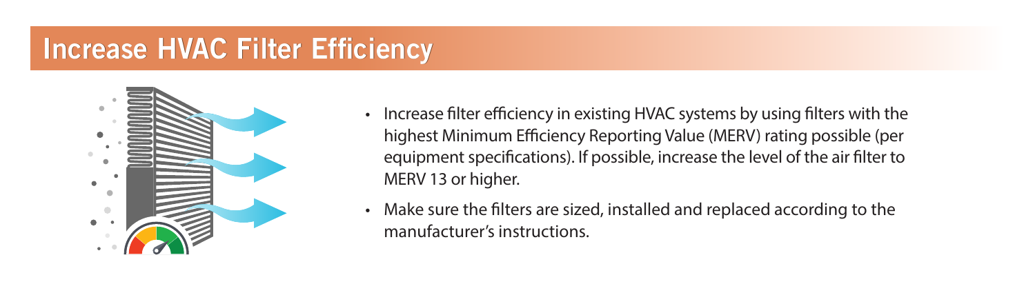## Increase HVAC Filter Efficiency

- Increase filter efficiency in existing HVAC systems by using filters with the highest Minimum Efficiency Reporting Value (MERV) rating possible (per equipment specifications). If possible, increase the level of the air filter to MERV 13 or higher.
- Make sure the filters are sized, installed and replaced according to the manufacturer's instructions.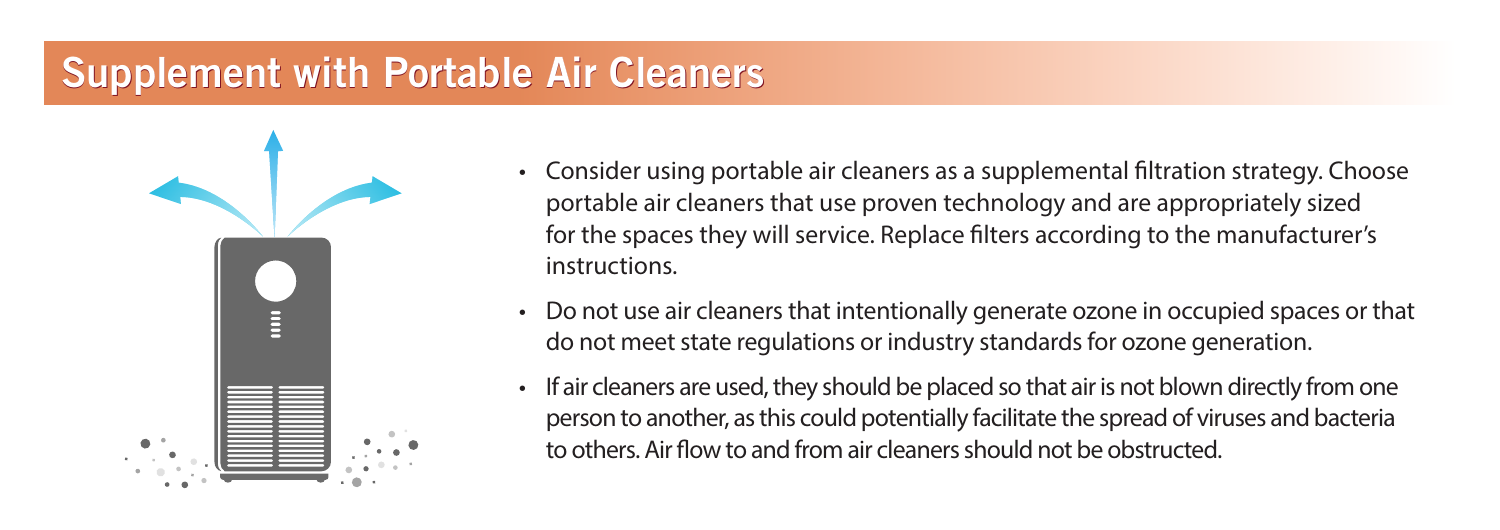## Supplement with Portable Air Cleaners

- Consider using portable air cleaners as a supplemental filtration strategy. Choose portable air cleaners that use proven technology and are appropriately sized for the spaces they will service. Replace filters according to the manufacturer's instructions.
- Do not use air cleaners that intentionally generate ozone in occupied spaces or that do not meet state regulations or industry standards for ozone generation.
- If air cleaners are used, they should be placed so that air is not blown directly from one person to another, as this could potentially facilitate the spread of viruses and bacteria to others. Air flow to and from air cleaners should not be obstructed.